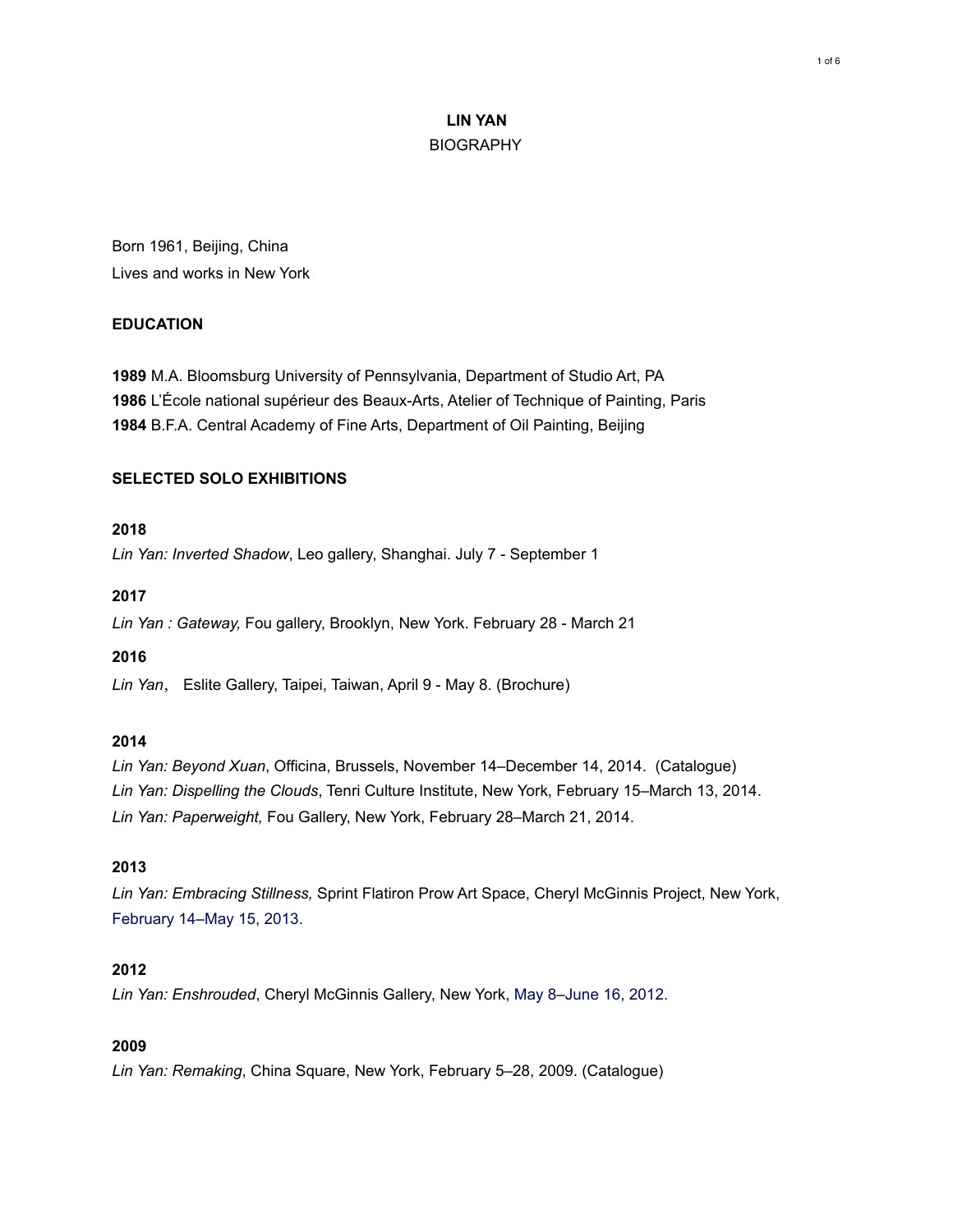# LIN YAN

BIOGRAPHY

Born 1961, Beijing, China
Lives and works in New York

## EDUCATION

**1989** M.A. Bloomsburg University of Pennsylvania, Department of Studio Art, PA
**1986** L'École national supérieur des Beaux-Arts, Atelier of Technique of Painting, Paris
**1984** B.F.A. Central Academy of Fine Arts, Department of Oil Painting, Beijing

## SELECTED SOLO EXHIBITIONS

**2018**

*Lin Yan: Inverted Shadow*, Leo gallery, Shanghai. July 7 - September 1

**2017**

*Lin Yan : Gateway,* Fou gallery, Brooklyn, New York. February 28 - March 21

**2016**

*Lin Yan*, Eslite Gallery, Taipei, Taiwan, April 9 - May 8. (Brochure)

**2014**

*Lin Yan: Beyond Xuan*, Officina, Brussels, November 14–December 14, 2014. (Catalogue)
*Lin Yan: Dispelling the Clouds*, Tenri Culture Institute, New York, February 15–March 13, 2014.
*Lin Yan: Paperweight,* Fou Gallery, New York, February 28–March 21, 2014.

**2013**

*Lin Yan: Embracing Stillness,* Sprint Flatiron Prow Art Space, Cheryl McGinnis Project, New York, February 14–May 15, 2013.

**2012**

*Lin Yan: Enshrouded*, Cheryl McGinnis Gallery, New York, May 8–June 16, 2012.

**2009**

*Lin Yan: Remaking*, China Square, New York, February 5–28, 2009. (Catalogue)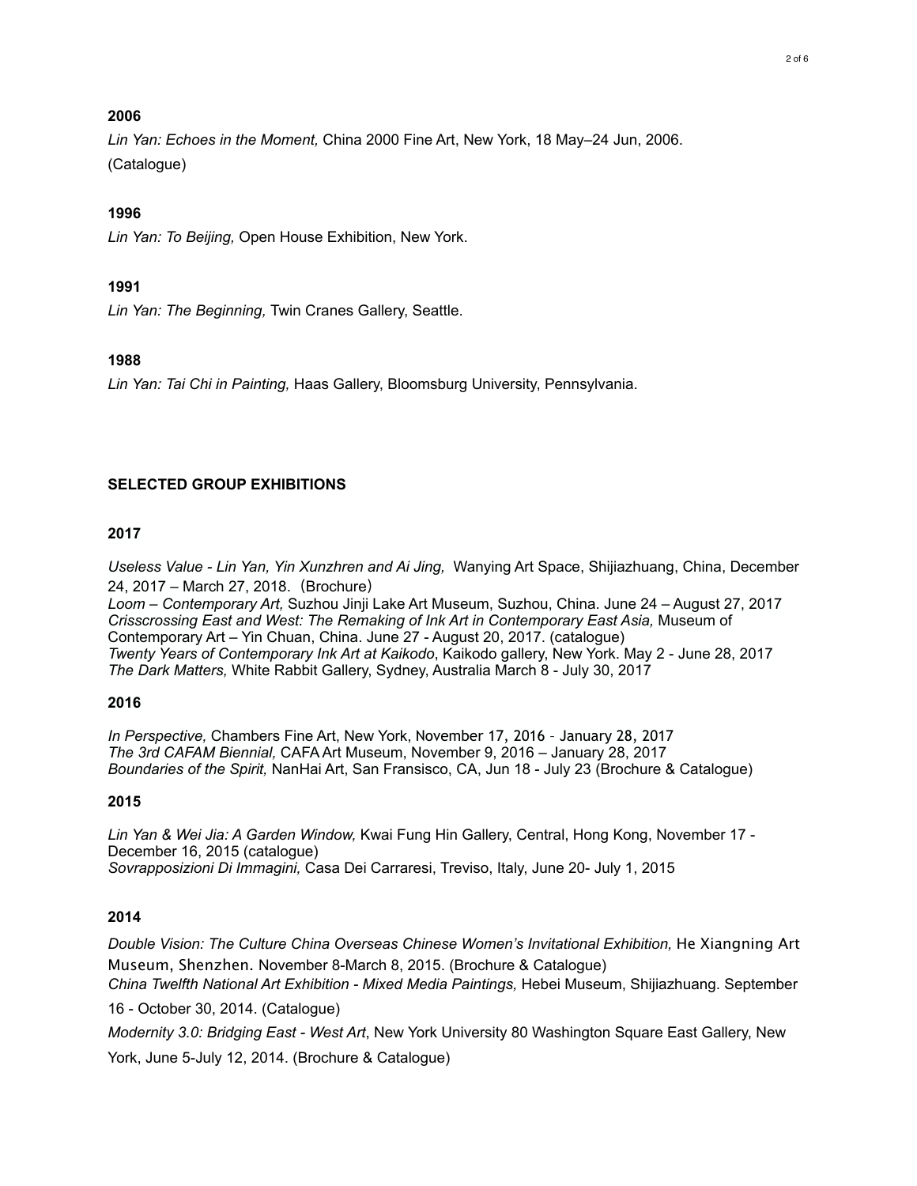**2006**

*Lin Yan: Echoes in the Moment,* China 2000 Fine Art, New York, 18 May–24 Jun, 2006. (Catalogue)

**1996**

*Lin Yan: To Beijing,* Open House Exhibition, New York.

**1991**

*Lin Yan: The Beginning,* Twin Cranes Gallery, Seattle.

**1988**

*Lin Yan: Tai Chi in Painting,* Haas Gallery, Bloomsburg University, Pennsylvania.

## SELECTED GROUP EXHIBITIONS

**2017**

*Useless Value - Lin Yan, Yin Xunzhren and Ai Jing,* Wanying Art Space, Shijiazhuang, China, December 24, 2017 – March 27, 2018. (Brochure)
*Loom – Contemporary Art,* Suzhou Jinji Lake Art Museum, Suzhou, China. June 24 – August 27, 2017
*Crisscrossing East and West: The Remaking of Ink Art in Contemporary East Asia,* Museum of Contemporary Art – Yin Chuan, China. June 27 - August 20, 2017. (catalogue)
*Twenty Years of Contemporary Ink Art at Kaikodo*, Kaikodo gallery, New York. May 2 - June 28, 2017
*The Dark Matters,* White Rabbit Gallery, Sydney, Australia March 8 - July 30, 2017

**2016**

*In Perspective,* Chambers Fine Art, New York, November 17, 2016 - January 28, 2017
*The 3rd CAFAM Biennial,* CAFA Art Museum, November 9, 2016 – January 28, 2017
*Boundaries of the Spirit,* NanHai Art, San Fransisco, CA, Jun 18 - July 23 (Brochure & Catalogue)

**2015**

*Lin Yan & Wei Jia: A Garden Window,* Kwai Fung Hin Gallery, Central, Hong Kong, November 17 - December 16, 2015 (catalogue)
*Sovrapposizioni Di Immagini,* Casa Dei Carraresi, Treviso, Italy, June 20- July 1, 2015

**2014**

*Double Vision: The Culture China Overseas Chinese Women's Invitational Exhibition,* He Xiangning Art Museum, Shenzhen. November 8-March 8, 2015. (Brochure & Catalogue)
*China Twelfth National Art Exhibition - Mixed Media Paintings,* Hebei Museum, Shijiazhuang. September 16 - October 30, 2014. (Catalogue)
*Modernity 3.0: Bridging East - West Art*, New York University 80 Washington Square East Gallery, New York, June 5-July 12, 2014. (Brochure & Catalogue)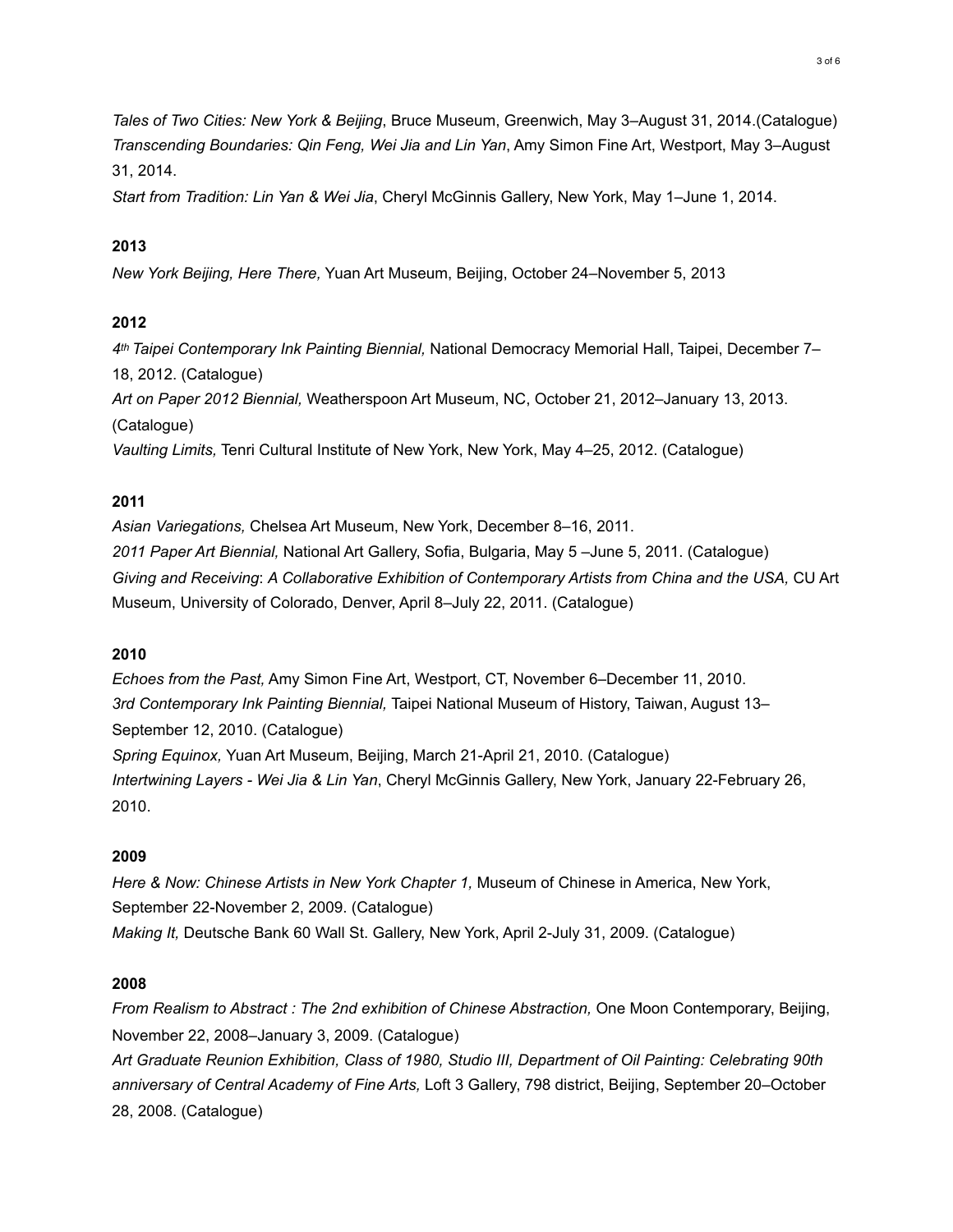*Tales of Two Cities: New York & Beijing*, Bruce Museum, Greenwich, May 3–August 31, 2014.(Catalogue)
*Transcending Boundaries: Qin Feng, Wei Jia and Lin Yan*, Amy Simon Fine Art, Westport, May 3–August 31, 2014.
*Start from Tradition: Lin Yan & Wei Jia*, Cheryl McGinnis Gallery, New York, May 1–June 1, 2014.

**2013**

*New York Beijing, Here There,* Yuan Art Museum, Beijing, October 24–November 5, 2013

**2012**

*4th Taipei Contemporary Ink Painting Biennial,* National Democracy Memorial Hall, Taipei, December 7–18, 2012. (Catalogue)
*Art on Paper 2012 Biennial,* Weatherspoon Art Museum, NC, October 21, 2012–January 13, 2013. (Catalogue)
*Vaulting Limits,* Tenri Cultural Institute of New York, New York, May 4–25, 2012. (Catalogue)

**2011**

*Asian Variegations,* Chelsea Art Museum, New York, December 8–16, 2011.
*2011 Paper Art Biennial,* National Art Gallery, Sofia, Bulgaria, May 5 –June 5, 2011. (Catalogue)
*Giving and Receiving*: *A Collaborative Exhibition of Contemporary Artists from China and the USA,* CU Art Museum, University of Colorado, Denver, April 8–July 22, 2011. (Catalogue)

**2010**

*Echoes from the Past,* Amy Simon Fine Art, Westport, CT, November 6–December 11, 2010.
*3rd Contemporary Ink Painting Biennial,* Taipei National Museum of History, Taiwan, August 13–September 12, 2010. (Catalogue)
*Spring Equinox,* Yuan Art Museum, Beijing, March 21-April 21, 2010. (Catalogue)
*Intertwining Layers - Wei Jia & Lin Yan*, Cheryl McGinnis Gallery, New York, January 22-February 26, 2010.

**2009**

*Here & Now: Chinese Artists in New York Chapter 1,* Museum of Chinese in America, New York, September 22-November 2, 2009. (Catalogue)
*Making It,* Deutsche Bank 60 Wall St. Gallery, New York, April 2-July 31, 2009. (Catalogue)

**2008**

*From Realism to Abstract : The 2nd exhibition of Chinese Abstraction,* One Moon Contemporary, Beijing, November 22, 2008–January 3, 2009. (Catalogue)
*Art Graduate Reunion Exhibition, Class of 1980, Studio III, Department of Oil Painting: Celebrating 90th anniversary of Central Academy of Fine Arts,* Loft 3 Gallery, 798 district, Beijing, September 20–October 28, 2008. (Catalogue)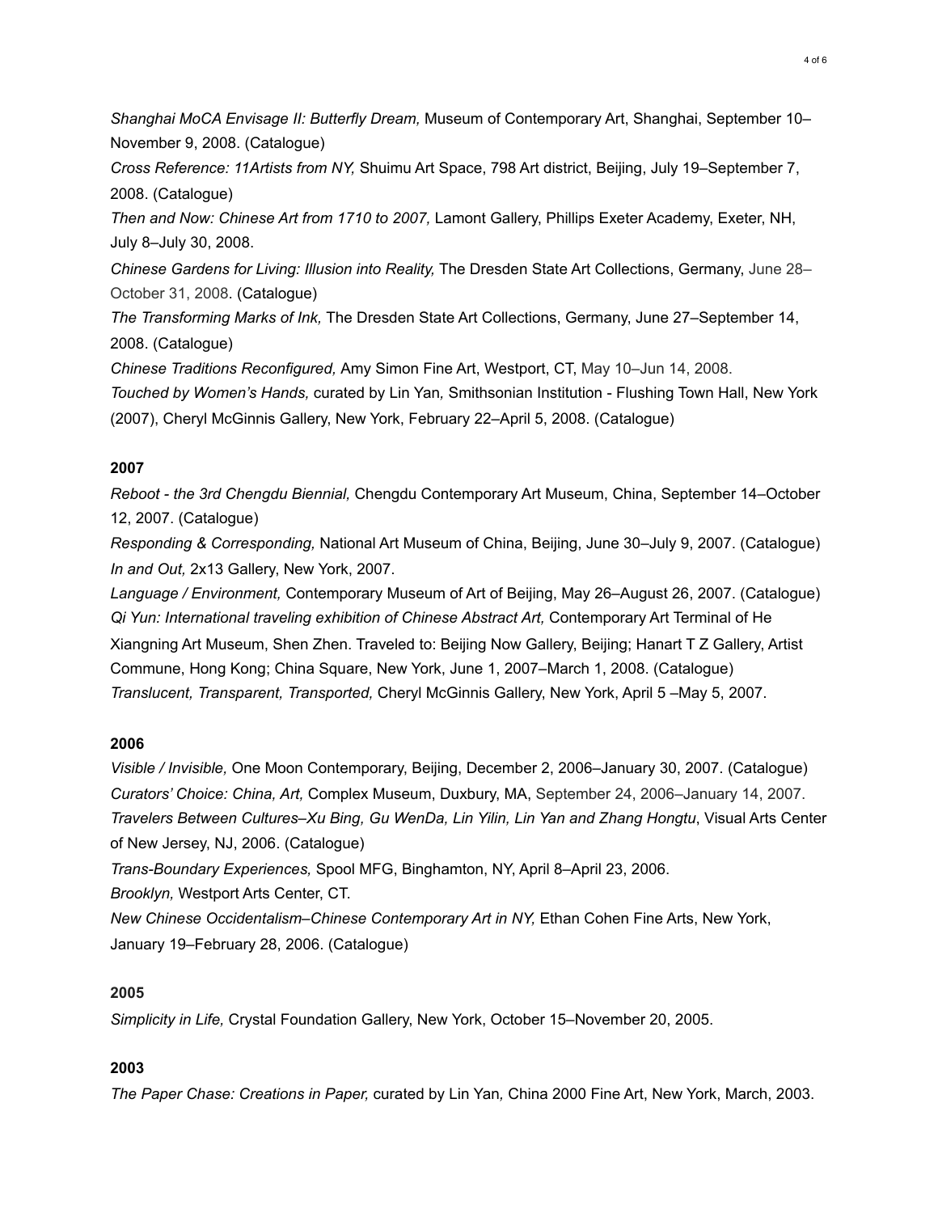*Shanghai MoCA Envisage II: Butterfly Dream,* Museum of Contemporary Art, Shanghai, September 10–November 9, 2008. (Catalogue)

*Cross Reference: 11Artists from NY,* Shuimu Art Space, 798 Art district, Beijing, July 19–September 7, 2008. (Catalogue)

*Then and Now: Chinese Art from 1710 to 2007,* Lamont Gallery, Phillips Exeter Academy, Exeter, NH, July 8–July 30, 2008.

*Chinese Gardens for Living: Illusion into Reality,* The Dresden State Art Collections, Germany, June 28–October 31, 2008. (Catalogue)

*The Transforming Marks of Ink,* The Dresden State Art Collections, Germany, June 27–September 14, 2008. (Catalogue)

*Chinese Traditions Reconfigured,* Amy Simon Fine Art, Westport, CT, May 10–Jun 14, 2008.

*Touched by Women's Hands,* curated by Lin Yan, Smithsonian Institution - Flushing Town Hall, New York (2007), Cheryl McGinnis Gallery, New York, February 22–April 5, 2008. (Catalogue)

**2007**

*Reboot - the 3rd Chengdu Biennial,* Chengdu Contemporary Art Museum, China, September 14–October 12, 2007. (Catalogue)

*Responding & Corresponding,* National Art Museum of China, Beijing, June 30–July 9, 2007. (Catalogue)

*In and Out,* 2x13 Gallery, New York, 2007.

*Language / Environment,* Contemporary Museum of Art of Beijing, May 26–August 26, 2007. (Catalogue)

*Qi Yun: International traveling exhibition of Chinese Abstract Art,* Contemporary Art Terminal of He Xiangning Art Museum, Shen Zhen. Traveled to: Beijing Now Gallery, Beijing; Hanart T Z Gallery, Artist Commune, Hong Kong; China Square, New York, June 1, 2007–March 1, 2008. (Catalogue)

*Translucent, Transparent, Transported,* Cheryl McGinnis Gallery, New York, April 5 –May 5, 2007.

**2006**

*Visible / Invisible,* One Moon Contemporary, Beijing, December 2, 2006–January 30, 2007. (Catalogue)

*Curators' Choice: China, Art,* Complex Museum, Duxbury, MA, September 24, 2006–January 14, 2007.

*Travelers Between Cultures–Xu Bing, Gu WenDa, Lin Yilin, Lin Yan and Zhang Hongtu*, Visual Arts Center of New Jersey, NJ, 2006. (Catalogue)

*Trans-Boundary Experiences,* Spool MFG, Binghamton, NY, April 8–April 23, 2006.

*Brooklyn,* Westport Arts Center, CT.

*New Chinese Occidentalism–Chinese Contemporary Art in NY,* Ethan Cohen Fine Arts, New York, January 19–February 28, 2006. (Catalogue)

**2005**

*Simplicity in Life,* Crystal Foundation Gallery, New York, October 15–November 20, 2005.

**2003**

*The Paper Chase: Creations in Paper,* curated by Lin Yan*,* China 2000 Fine Art, New York, March, 2003.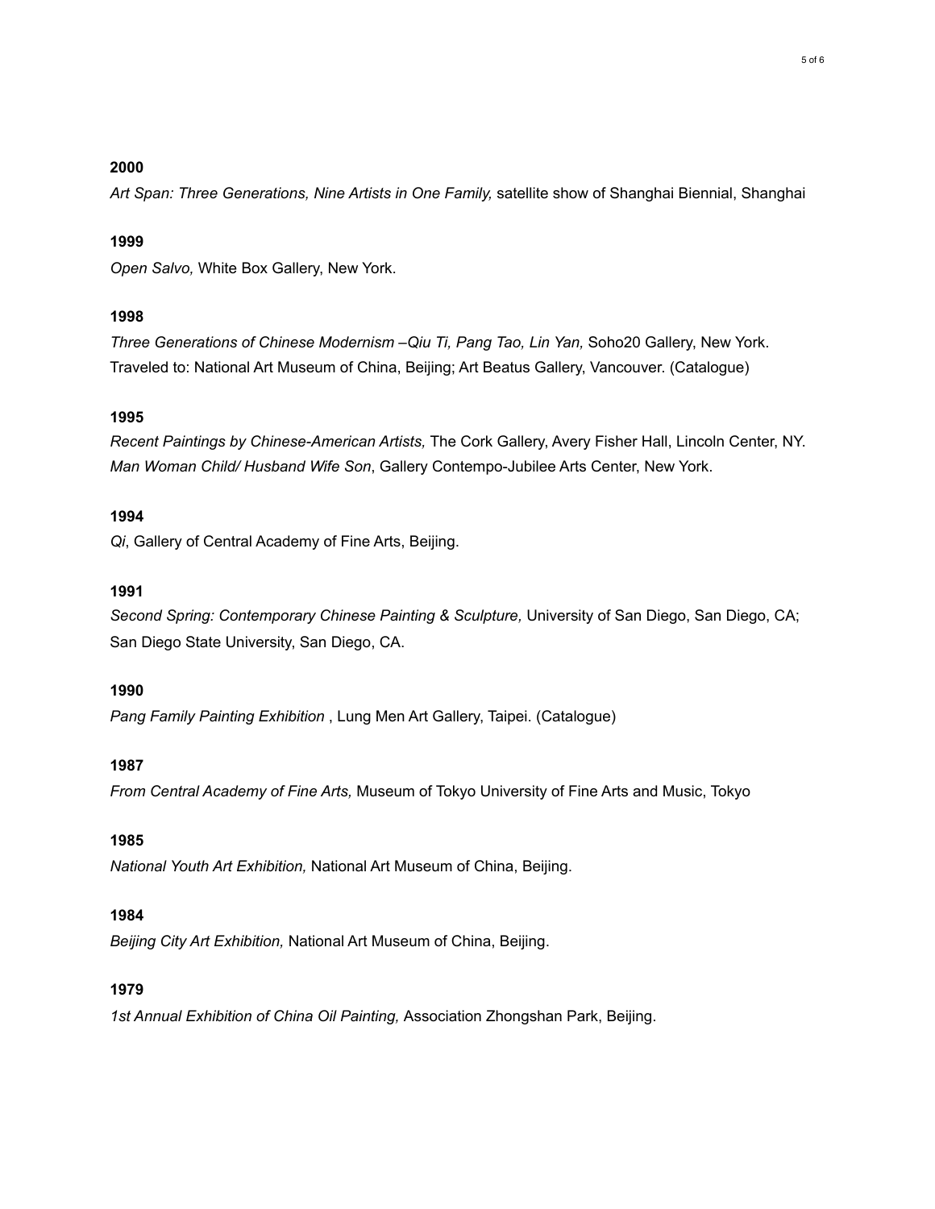**2000**

*Art Span: Three Generations, Nine Artists in One Family,* satellite show of Shanghai Biennial, Shanghai

**1999**

*Open Salvo,* White Box Gallery, New York.

**1998**

*Three Generations of Chinese Modernism –Qiu Ti, Pang Tao, Lin Yan,* Soho20 Gallery, New York. Traveled to: National Art Museum of China, Beijing; Art Beatus Gallery, Vancouver. (Catalogue)

**1995**

*Recent Paintings by Chinese-American Artists,* The Cork Gallery, Avery Fisher Hall, Lincoln Center, NY.
*Man Woman Child/ Husband Wife Son*, Gallery Contempo-Jubilee Arts Center, New York.

**1994**

*Qi*, Gallery of Central Academy of Fine Arts, Beijing.

**1991**

*Second Spring: Contemporary Chinese Painting & Sculpture,* University of San Diego, San Diego, CA; San Diego State University, San Diego, CA.

**1990**

*Pang Family Painting Exhibition* , Lung Men Art Gallery, Taipei. (Catalogue)

**1987**

*From Central Academy of Fine Arts,* Museum of Tokyo University of Fine Arts and Music, Tokyo

**1985**

*National Youth Art Exhibition,* National Art Museum of China, Beijing.

**1984**

*Beijing City Art Exhibition,* National Art Museum of China, Beijing.

**1979**

*1st Annual Exhibition of China Oil Painting,* Association Zhongshan Park, Beijing.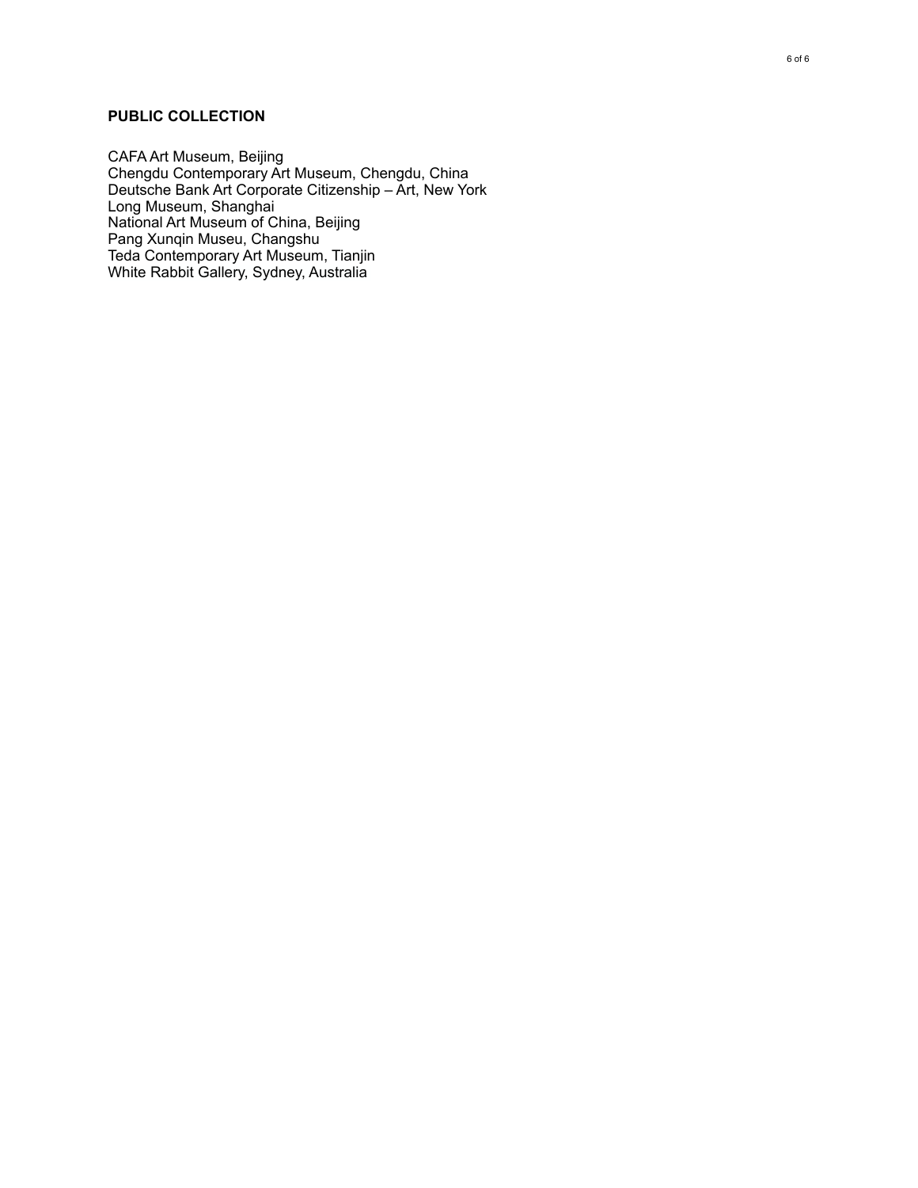## PUBLIC COLLECTION

CAFA Art Museum, Beijing
Chengdu Contemporary Art Museum, Chengdu, China
Deutsche Bank Art Corporate Citizenship – Art, New York
Long Museum, Shanghai
National Art Museum of China, Beijing
Pang Xunqin Museu, Changshu
Teda Contemporary Art Museum, Tianjin
White Rabbit Gallery, Sydney, Australia